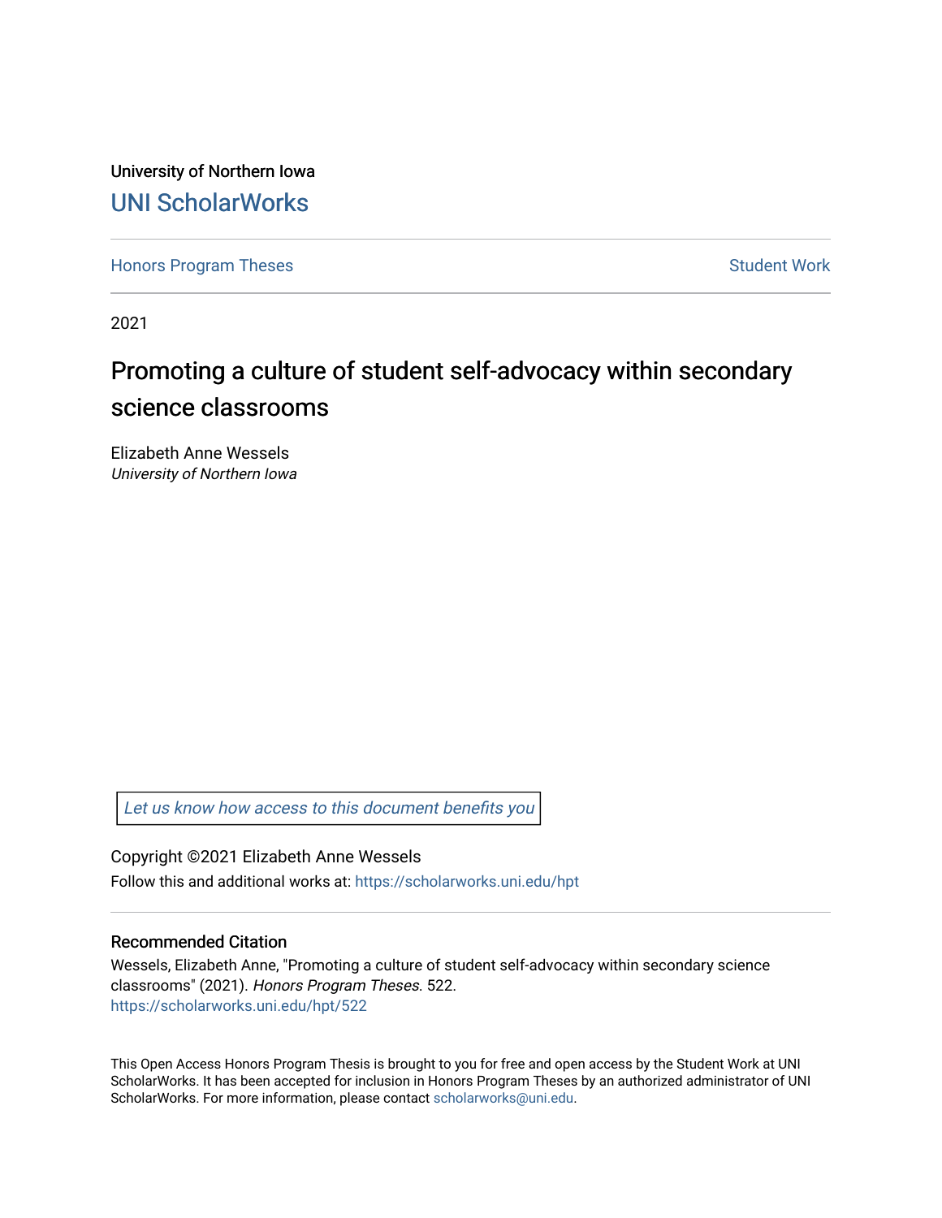University of Northern Iowa

UNI ScholarWorks

Honors Program Theses

Student Work

2021

# Promoting a culture of student self-advocacy within secondary science classrooms

Elizabeth Anne Wessels

*University of Northern Iowa*

Let us know how access to this document benefits you

Copyright ©2021 Elizabeth Anne Wessels

Follow this and additional works at: https://scholarworks.uni.edu/hpt

## Recommended Citation

Wessels, Elizabeth Anne, "Promoting a culture of student self-advocacy within secondary science classrooms" (2021). *Honors Program Theses*. 522.
https://scholarworks.uni.edu/hpt/522

This Open Access Honors Program Thesis is brought to you for free and open access by the Student Work at UNI ScholarWorks. It has been accepted for inclusion in Honors Program Theses by an authorized administrator of UNI ScholarWorks. For more information, please contact scholarworks@uni.edu.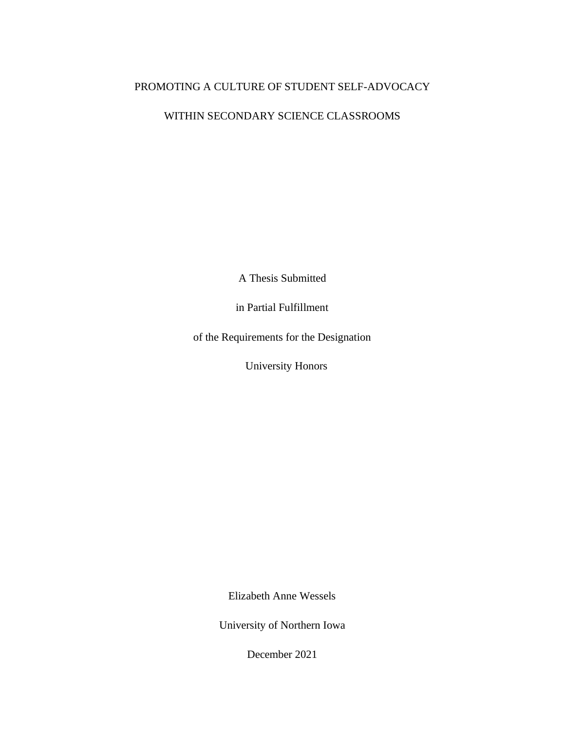# PROMOTING A CULTURE OF STUDENT SELF-ADVOCACY WITHIN SECONDARY SCIENCE CLASSROOMS

A Thesis Submitted

in Partial Fulfillment

of the Requirements for the Designation

University Honors

Elizabeth Anne Wessels

University of Northern Iowa

December 2021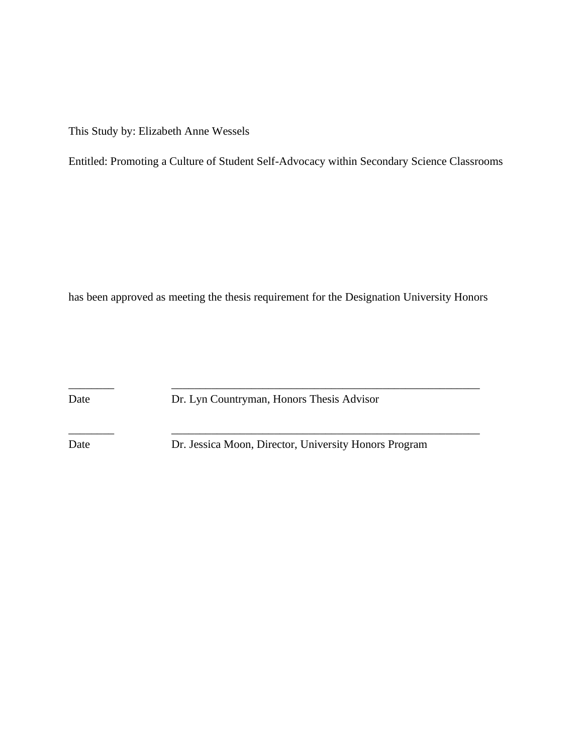This Study by: Elizabeth Anne Wessels

Entitled: Promoting a Culture of Student Self-Advocacy within Secondary Science Classrooms

has been approved as meeting the thesis requirement for the Designation University Honors

________ ________________________________________________________

Date Dr. Lyn Countryman, Honors Thesis Advisor

________ ________________________________________________________

Date Dr. Jessica Moon, Director, University Honors Program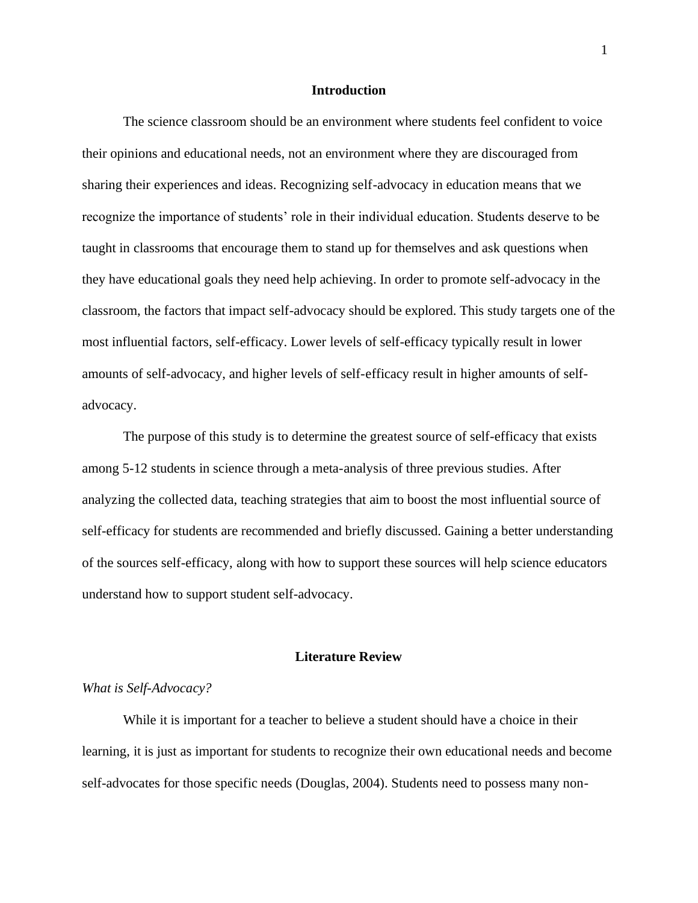## Introduction

The science classroom should be an environment where students feel confident to voice their opinions and educational needs, not an environment where they are discouraged from sharing their experiences and ideas. Recognizing self-advocacy in education means that we recognize the importance of students' role in their individual education. Students deserve to be taught in classrooms that encourage them to stand up for themselves and ask questions when they have educational goals they need help achieving. In order to promote self-advocacy in the classroom, the factors that impact self-advocacy should be explored. This study targets one of the most influential factors, self-efficacy. Lower levels of self-efficacy typically result in lower amounts of self-advocacy, and higher levels of self-efficacy result in higher amounts of self-advocacy.

The purpose of this study is to determine the greatest source of self-efficacy that exists among 5-12 students in science through a meta-analysis of three previous studies. After analyzing the collected data, teaching strategies that aim to boost the most influential source of self-efficacy for students are recommended and briefly discussed. Gaining a better understanding of the sources self-efficacy, along with how to support these sources will help science educators understand how to support student self-advocacy.

## Literature Review

### *What is Self-Advocacy?*

While it is important for a teacher to believe a student should have a choice in their learning, it is just as important for students to recognize their own educational needs and become self-advocates for those specific needs (Douglas, 2004). Students need to possess many non-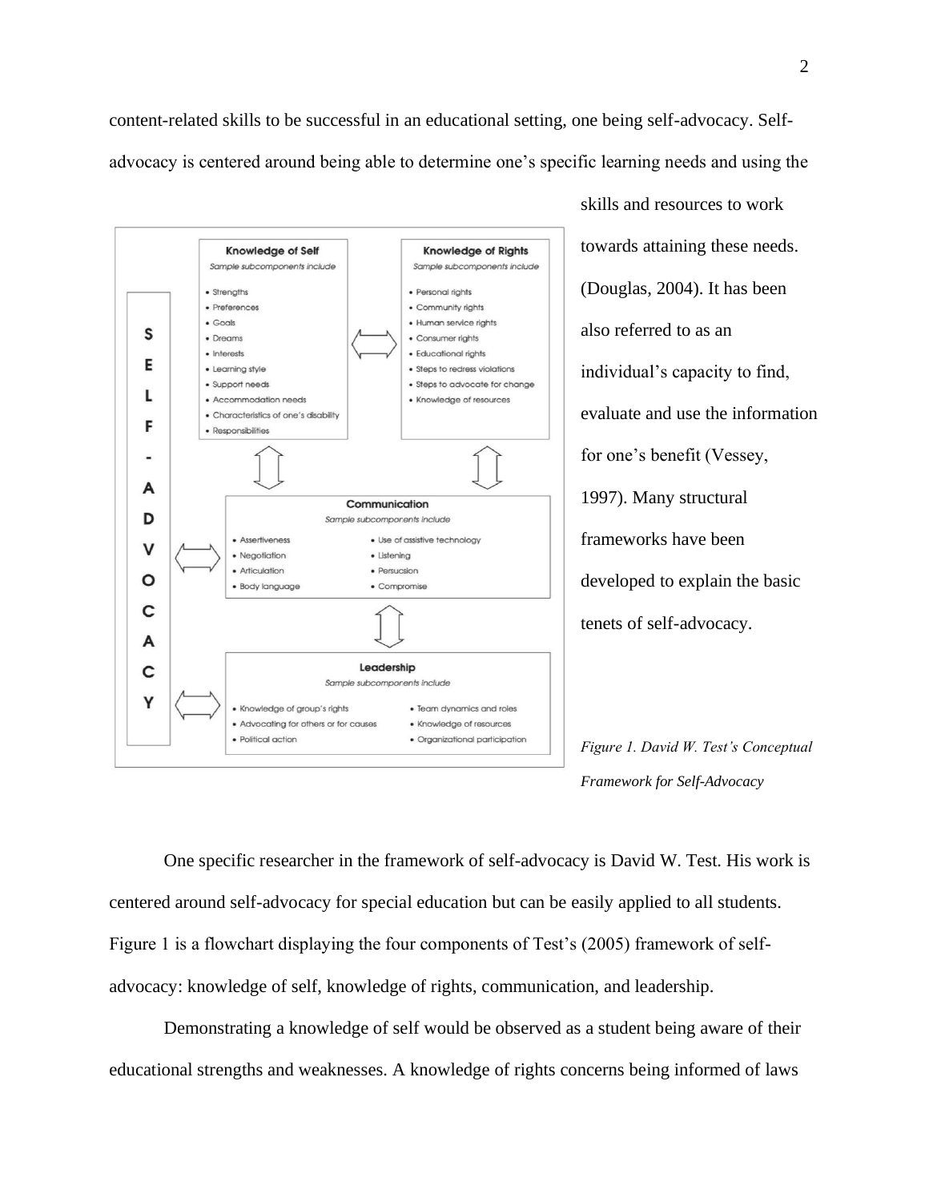content-related skills to be successful in an educational setting, one being self-advocacy. Self-advocacy is centered around being able to determine one's specific learning needs and using the skills and resources to work towards attaining these needs. (Douglas, 2004). It has been also referred to as an individual's capacity to find, evaluate and use the information for one's benefit (Vessey, 1997). Many structural frameworks have been developed to explain the basic tenets of self-advocacy.

SELF-ADVOCACY

Knowledge of Self
Sample subcomponents include
- Strengths
- Preferences
- Goals
- Dreams
- Interests
- Learning style
- Support needs
- Accommodation needs
- Characteristics of one's disability
- Responsibilities

Knowledge of Rights
Sample subcomponents include
- Personal rights
- Community rights
- Human service rights
- Consumer rights
- Educational rights
- Steps to redress violations
- Steps to advocate for change
- Knowledge of resources

Communication
Sample subcomponents include
- Assertiveness
- Negotiation
- Articulation
- Body language
- Use of assistive technology
- Listening
- Persuasion
- Compromise

Leadership
Sample subcomponents include
- Knowledge of group's rights
- Advocating for others or for causes
- Political action
- Team dynamics and roles
- Knowledge of resources
- Organizational participation

*Figure 1. David W. Test's Conceptual Framework for Self-Advocacy*

One specific researcher in the framework of self-advocacy is David W. Test. His work is centered around self-advocacy for special education but can be easily applied to all students. Figure 1 is a flowchart displaying the four components of Test's (2005) framework of self-advocacy: knowledge of self, knowledge of rights, communication, and leadership.

Demonstrating a knowledge of self would be observed as a student being aware of their educational strengths and weaknesses. A knowledge of rights concerns being informed of laws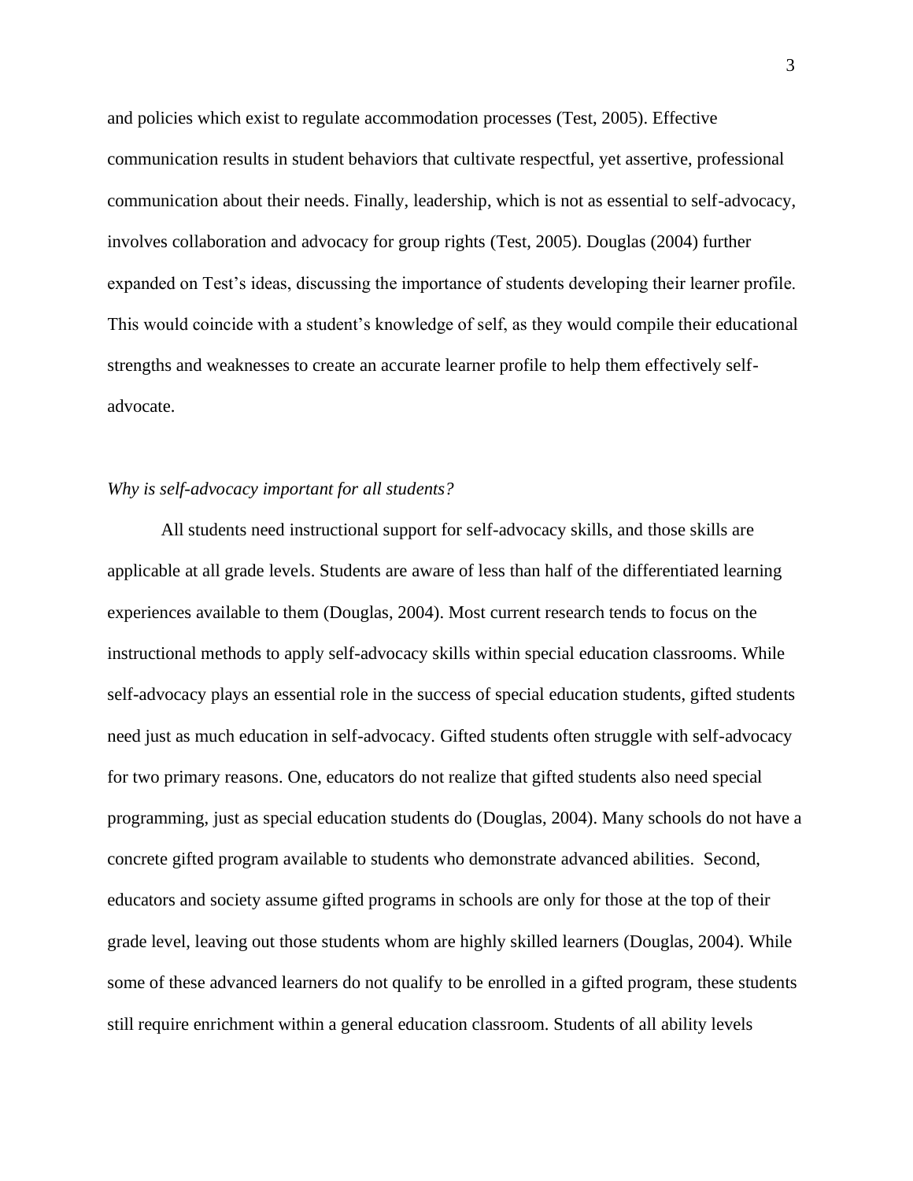and policies which exist to regulate accommodation processes (Test, 2005). Effective communication results in student behaviors that cultivate respectful, yet assertive, professional communication about their needs. Finally, leadership, which is not as essential to self-advocacy, involves collaboration and advocacy for group rights (Test, 2005). Douglas (2004) further expanded on Test's ideas, discussing the importance of students developing their learner profile. This would coincide with a student's knowledge of self, as they would compile their educational strengths and weaknesses to create an accurate learner profile to help them effectively self-advocate.

### *Why is self-advocacy important for all students?*

All students need instructional support for self-advocacy skills, and those skills are applicable at all grade levels. Students are aware of less than half of the differentiated learning experiences available to them (Douglas, 2004). Most current research tends to focus on the instructional methods to apply self-advocacy skills within special education classrooms. While self-advocacy plays an essential role in the success of special education students, gifted students need just as much education in self-advocacy. Gifted students often struggle with self-advocacy for two primary reasons. One, educators do not realize that gifted students also need special programming, just as special education students do (Douglas, 2004). Many schools do not have a concrete gifted program available to students who demonstrate advanced abilities. Second, educators and society assume gifted programs in schools are only for those at the top of their grade level, leaving out those students whom are highly skilled learners (Douglas, 2004). While some of these advanced learners do not qualify to be enrolled in a gifted program, these students still require enrichment within a general education classroom. Students of all ability levels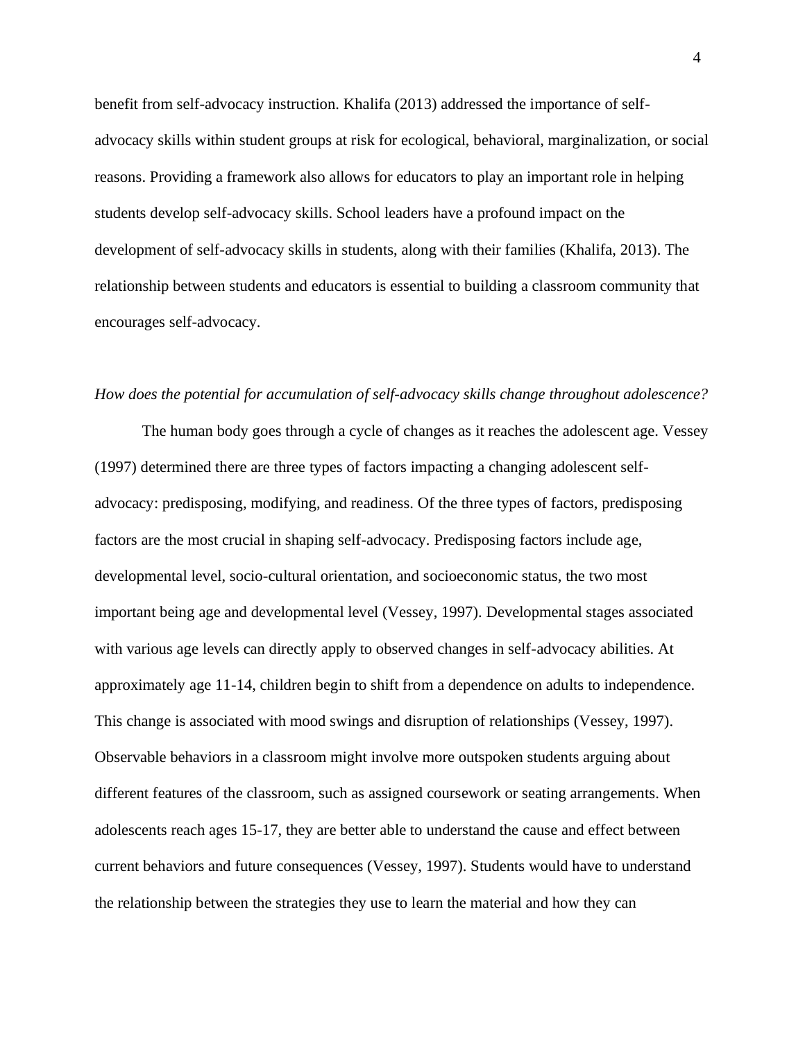benefit from self-advocacy instruction. Khalifa (2013) addressed the importance of self-advocacy skills within student groups at risk for ecological, behavioral, marginalization, or social reasons. Providing a framework also allows for educators to play an important role in helping students develop self-advocacy skills. School leaders have a profound impact on the development of self-advocacy skills in students, along with their families (Khalifa, 2013). The relationship between students and educators is essential to building a classroom community that encourages self-advocacy.

*How does the potential for accumulation of self-advocacy skills change throughout adolescence?*

The human body goes through a cycle of changes as it reaches the adolescent age. Vessey (1997) determined there are three types of factors impacting a changing adolescent self-advocacy: predisposing, modifying, and readiness. Of the three types of factors, predisposing factors are the most crucial in shaping self-advocacy. Predisposing factors include age, developmental level, socio-cultural orientation, and socioeconomic status, the two most important being age and developmental level (Vessey, 1997). Developmental stages associated with various age levels can directly apply to observed changes in self-advocacy abilities. At approximately age 11-14, children begin to shift from a dependence on adults to independence. This change is associated with mood swings and disruption of relationships (Vessey, 1997). Observable behaviors in a classroom might involve more outspoken students arguing about different features of the classroom, such as assigned coursework or seating arrangements. When adolescents reach ages 15-17, they are better able to understand the cause and effect between current behaviors and future consequences (Vessey, 1997). Students would have to understand the relationship between the strategies they use to learn the material and how they can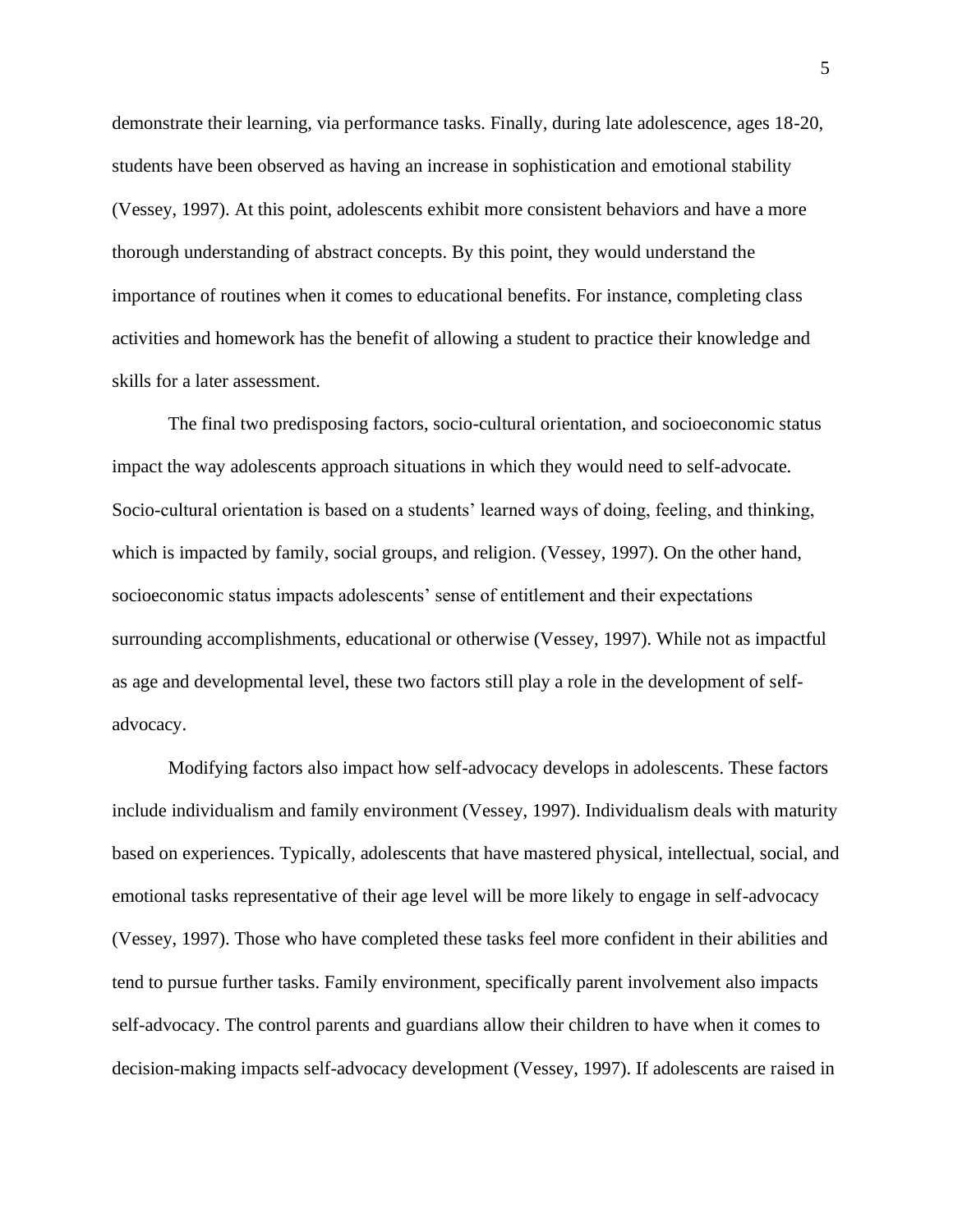demonstrate their learning, via performance tasks. Finally, during late adolescence, ages 18-20, students have been observed as having an increase in sophistication and emotional stability (Vessey, 1997). At this point, adolescents exhibit more consistent behaviors and have a more thorough understanding of abstract concepts. By this point, they would understand the importance of routines when it comes to educational benefits. For instance, completing class activities and homework has the benefit of allowing a student to practice their knowledge and skills for a later assessment.

The final two predisposing factors, socio-cultural orientation, and socioeconomic status impact the way adolescents approach situations in which they would need to self-advocate. Socio-cultural orientation is based on a students' learned ways of doing, feeling, and thinking, which is impacted by family, social groups, and religion. (Vessey, 1997). On the other hand, socioeconomic status impacts adolescents' sense of entitlement and their expectations surrounding accomplishments, educational or otherwise (Vessey, 1997). While not as impactful as age and developmental level, these two factors still play a role in the development of self-advocacy.

Modifying factors also impact how self-advocacy develops in adolescents. These factors include individualism and family environment (Vessey, 1997). Individualism deals with maturity based on experiences. Typically, adolescents that have mastered physical, intellectual, social, and emotional tasks representative of their age level will be more likely to engage in self-advocacy (Vessey, 1997). Those who have completed these tasks feel more confident in their abilities and tend to pursue further tasks. Family environment, specifically parent involvement also impacts self-advocacy. The control parents and guardians allow their children to have when it comes to decision-making impacts self-advocacy development (Vessey, 1997). If adolescents are raised in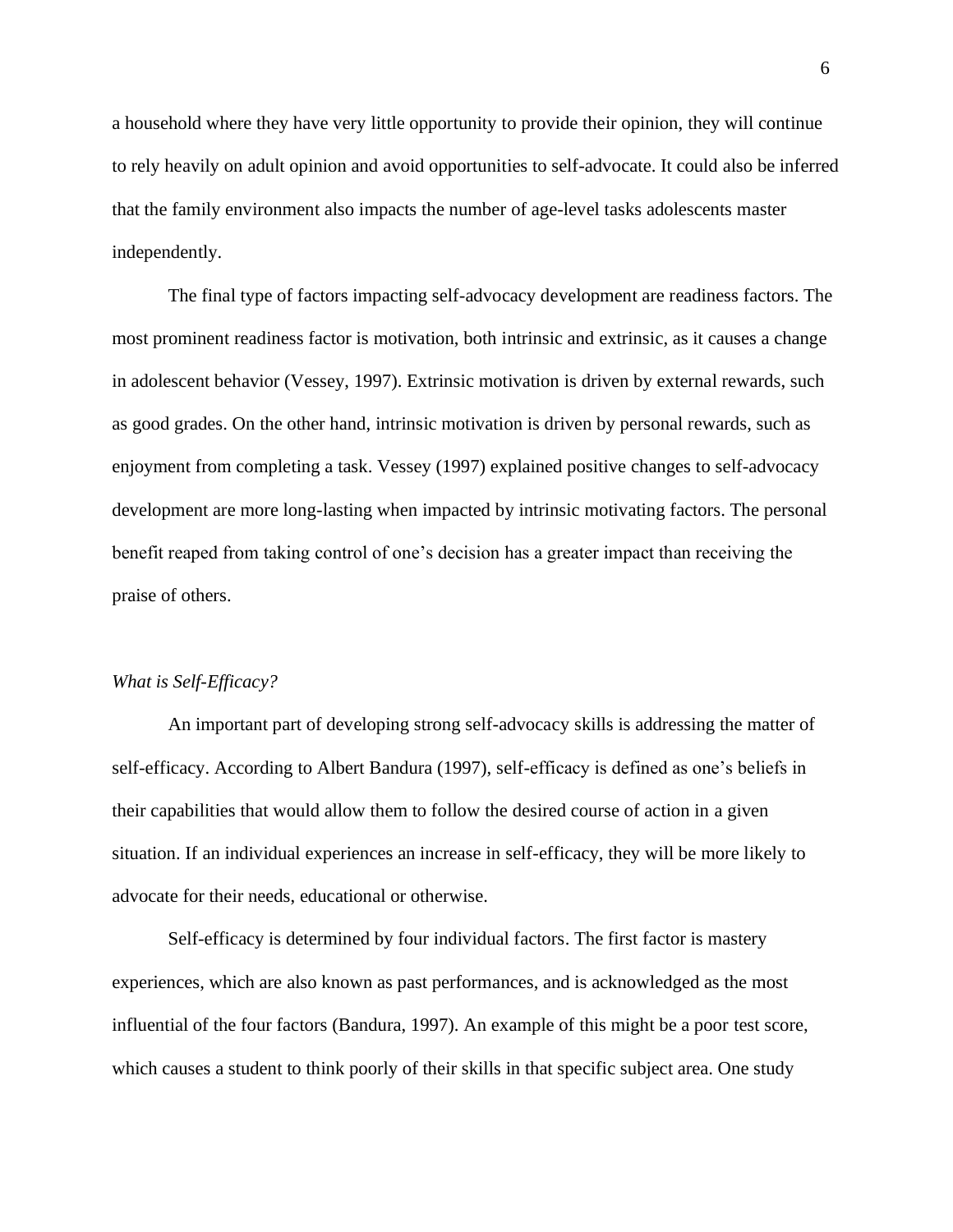a household where they have very little opportunity to provide their opinion, they will continue to rely heavily on adult opinion and avoid opportunities to self-advocate. It could also be inferred that the family environment also impacts the number of age-level tasks adolescents master independently.

The final type of factors impacting self-advocacy development are readiness factors. The most prominent readiness factor is motivation, both intrinsic and extrinsic, as it causes a change in adolescent behavior (Vessey, 1997). Extrinsic motivation is driven by external rewards, such as good grades. On the other hand, intrinsic motivation is driven by personal rewards, such as enjoyment from completing a task. Vessey (1997) explained positive changes to self-advocacy development are more long-lasting when impacted by intrinsic motivating factors. The personal benefit reaped from taking control of one's decision has a greater impact than receiving the praise of others.

### *What is Self-Efficacy?*

An important part of developing strong self-advocacy skills is addressing the matter of self-efficacy. According to Albert Bandura (1997), self-efficacy is defined as one's beliefs in their capabilities that would allow them to follow the desired course of action in a given situation. If an individual experiences an increase in self-efficacy, they will be more likely to advocate for their needs, educational or otherwise.

Self-efficacy is determined by four individual factors. The first factor is mastery experiences, which are also known as past performances, and is acknowledged as the most influential of the four factors (Bandura, 1997). An example of this might be a poor test score, which causes a student to think poorly of their skills in that specific subject area. One study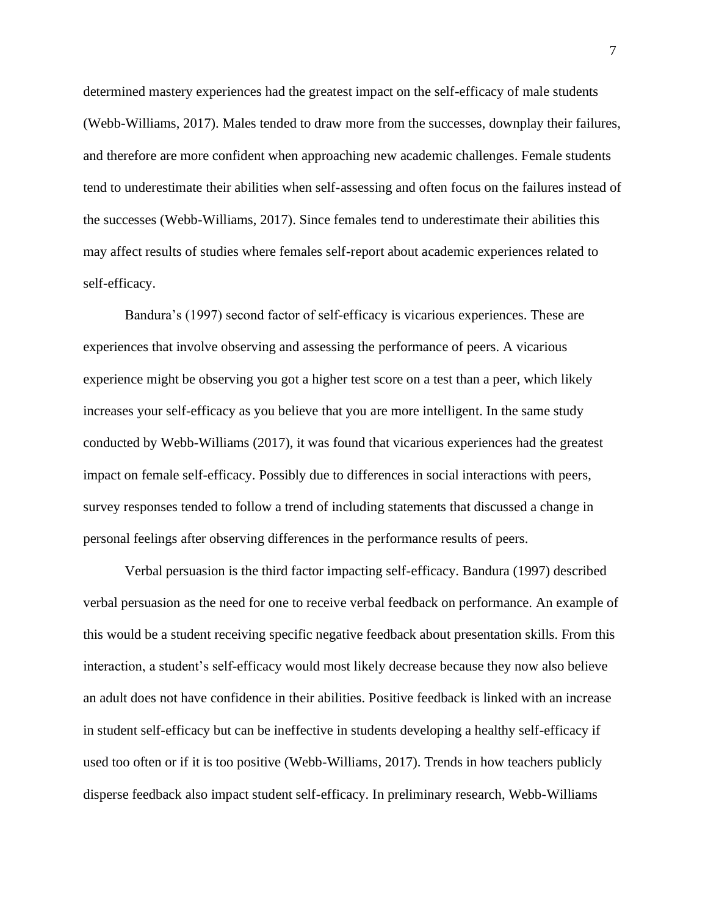determined mastery experiences had the greatest impact on the self-efficacy of male students (Webb-Williams, 2017). Males tended to draw more from the successes, downplay their failures, and therefore are more confident when approaching new academic challenges. Female students tend to underestimate their abilities when self-assessing and often focus on the failures instead of the successes (Webb-Williams, 2017). Since females tend to underestimate their abilities this may affect results of studies where females self-report about academic experiences related to self-efficacy.

Bandura's (1997) second factor of self-efficacy is vicarious experiences. These are experiences that involve observing and assessing the performance of peers. A vicarious experience might be observing you got a higher test score on a test than a peer, which likely increases your self-efficacy as you believe that you are more intelligent. In the same study conducted by Webb-Williams (2017), it was found that vicarious experiences had the greatest impact on female self-efficacy. Possibly due to differences in social interactions with peers, survey responses tended to follow a trend of including statements that discussed a change in personal feelings after observing differences in the performance results of peers.

Verbal persuasion is the third factor impacting self-efficacy. Bandura (1997) described verbal persuasion as the need for one to receive verbal feedback on performance. An example of this would be a student receiving specific negative feedback about presentation skills. From this interaction, a student's self-efficacy would most likely decrease because they now also believe an adult does not have confidence in their abilities. Positive feedback is linked with an increase in student self-efficacy but can be ineffective in students developing a healthy self-efficacy if used too often or if it is too positive (Webb-Williams, 2017). Trends in how teachers publicly disperse feedback also impact student self-efficacy. In preliminary research, Webb-Williams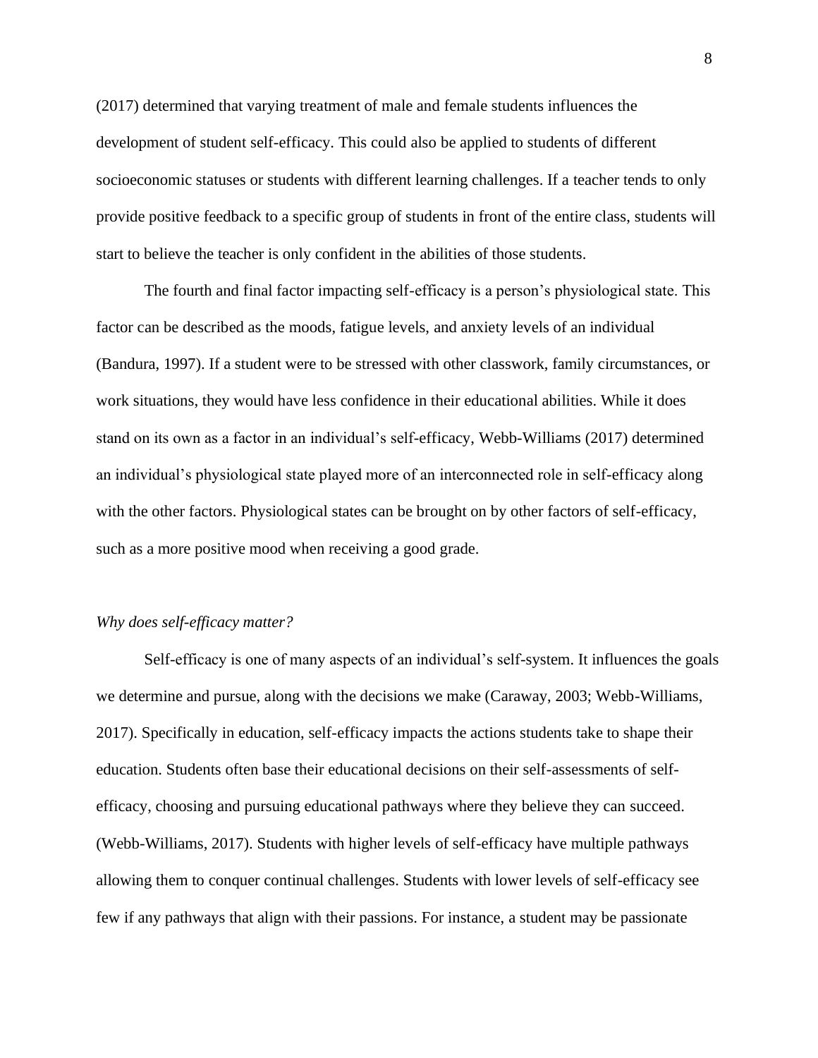(2017) determined that varying treatment of male and female students influences the development of student self-efficacy. This could also be applied to students of different socioeconomic statuses or students with different learning challenges. If a teacher tends to only provide positive feedback to a specific group of students in front of the entire class, students will start to believe the teacher is only confident in the abilities of those students.

The fourth and final factor impacting self-efficacy is a person's physiological state. This factor can be described as the moods, fatigue levels, and anxiety levels of an individual (Bandura, 1997). If a student were to be stressed with other classwork, family circumstances, or work situations, they would have less confidence in their educational abilities. While it does stand on its own as a factor in an individual's self-efficacy, Webb-Williams (2017) determined an individual's physiological state played more of an interconnected role in self-efficacy along with the other factors. Physiological states can be brought on by other factors of self-efficacy, such as a more positive mood when receiving a good grade.

### *Why does self-efficacy matter?*

Self-efficacy is one of many aspects of an individual's self-system. It influences the goals we determine and pursue, along with the decisions we make (Caraway, 2003; Webb-Williams, 2017). Specifically in education, self-efficacy impacts the actions students take to shape their education. Students often base their educational decisions on their self-assessments of self-efficacy, choosing and pursuing educational pathways where they believe they can succeed. (Webb-Williams, 2017). Students with higher levels of self-efficacy have multiple pathways allowing them to conquer continual challenges. Students with lower levels of self-efficacy see few if any pathways that align with their passions. For instance, a student may be passionate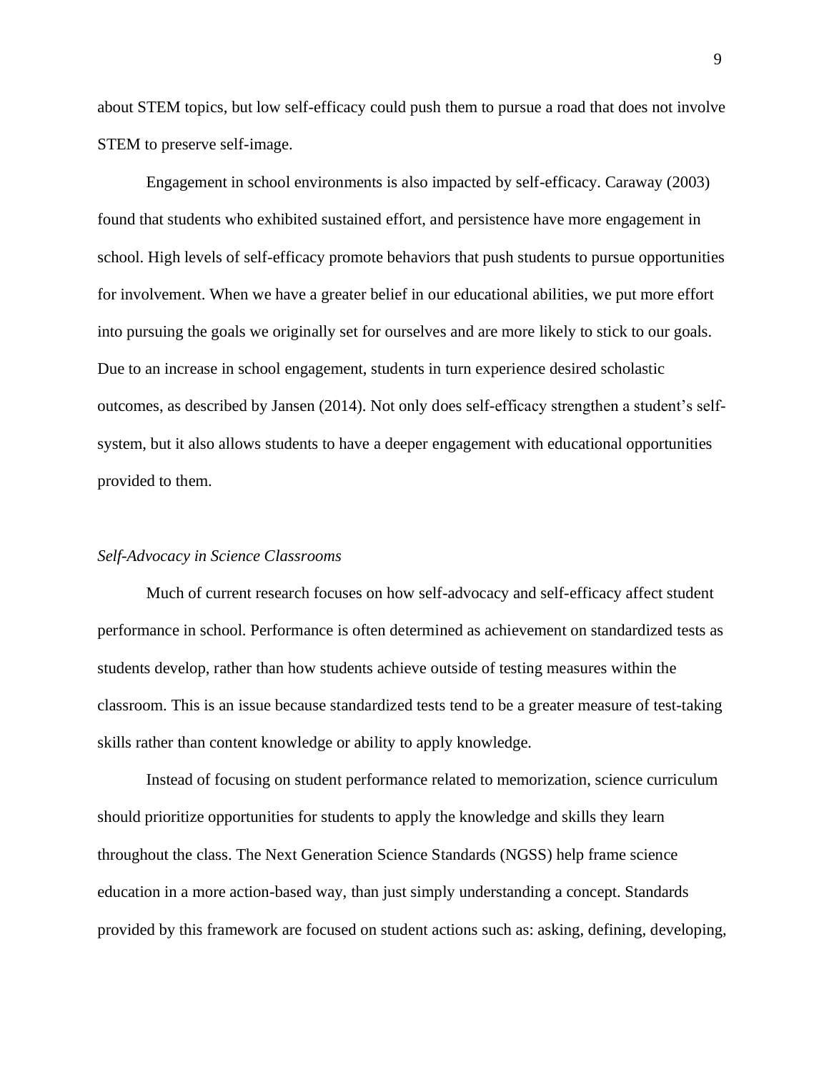about STEM topics, but low self-efficacy could push them to pursue a road that does not involve STEM to preserve self-image.

Engagement in school environments is also impacted by self-efficacy. Caraway (2003) found that students who exhibited sustained effort, and persistence have more engagement in school. High levels of self-efficacy promote behaviors that push students to pursue opportunities for involvement. When we have a greater belief in our educational abilities, we put more effort into pursuing the goals we originally set for ourselves and are more likely to stick to our goals. Due to an increase in school engagement, students in turn experience desired scholastic outcomes, as described by Jansen (2014). Not only does self-efficacy strengthen a student's self-system, but it also allows students to have a deeper engagement with educational opportunities provided to them.

*Self-Advocacy in Science Classrooms*

Much of current research focuses on how self-advocacy and self-efficacy affect student performance in school. Performance is often determined as achievement on standardized tests as students develop, rather than how students achieve outside of testing measures within the classroom. This is an issue because standardized tests tend to be a greater measure of test-taking skills rather than content knowledge or ability to apply knowledge.

Instead of focusing on student performance related to memorization, science curriculum should prioritize opportunities for students to apply the knowledge and skills they learn throughout the class. The Next Generation Science Standards (NGSS) help frame science education in a more action-based way, than just simply understanding a concept. Standards provided by this framework are focused on student actions such as: asking, defining, developing,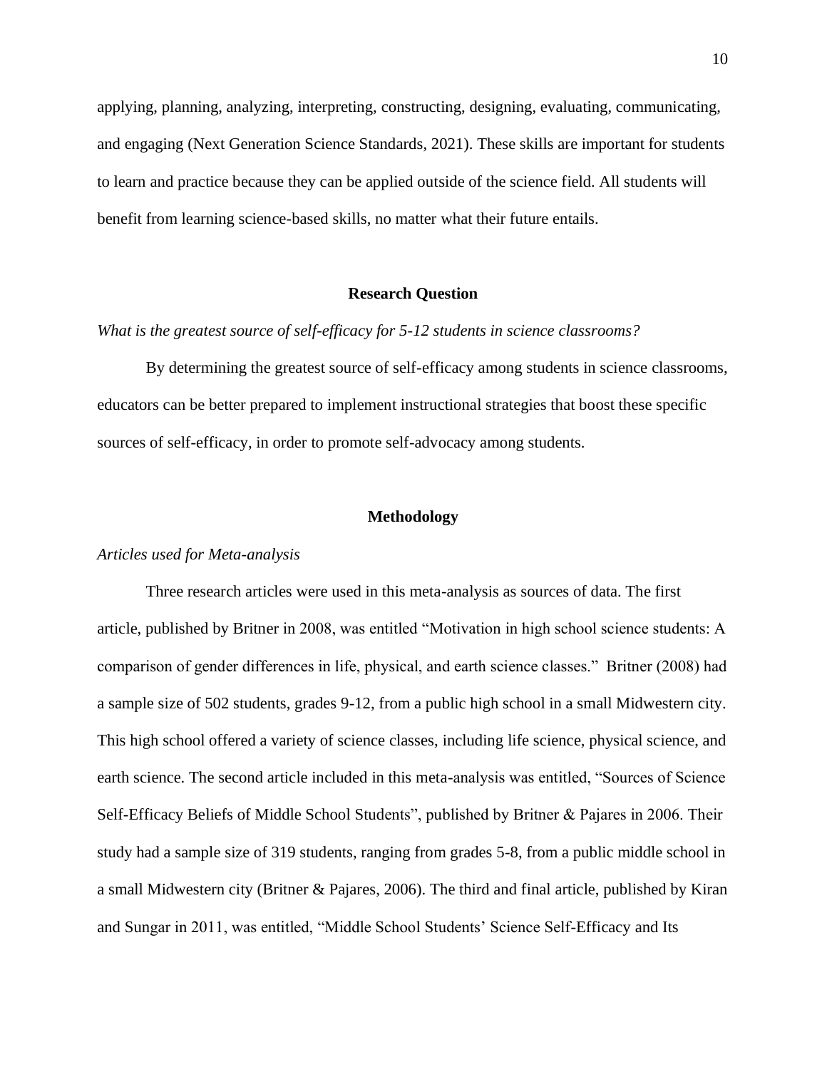applying, planning, analyzing, interpreting, constructing, designing, evaluating, communicating, and engaging (Next Generation Science Standards, 2021). These skills are important for students to learn and practice because they can be applied outside of the science field. All students will benefit from learning science-based skills, no matter what their future entails.

## Research Question

*What is the greatest source of self-efficacy for 5-12 students in science classrooms?*

By determining the greatest source of self-efficacy among students in science classrooms, educators can be better prepared to implement instructional strategies that boost these specific sources of self-efficacy, in order to promote self-advocacy among students.

## Methodology

*Articles used for Meta-analysis*

Three research articles were used in this meta-analysis as sources of data. The first article, published by Britner in 2008, was entitled "Motivation in high school science students: A comparison of gender differences in life, physical, and earth science classes." Britner (2008) had a sample size of 502 students, grades 9-12, from a public high school in a small Midwestern city. This high school offered a variety of science classes, including life science, physical science, and earth science. The second article included in this meta-analysis was entitled, "Sources of Science Self-Efficacy Beliefs of Middle School Students", published by Britner & Pajares in 2006. Their study had a sample size of 319 students, ranging from grades 5-8, from a public middle school in a small Midwestern city (Britner & Pajares, 2006). The third and final article, published by Kiran and Sungar in 2011, was entitled, "Middle School Students' Science Self-Efficacy and Its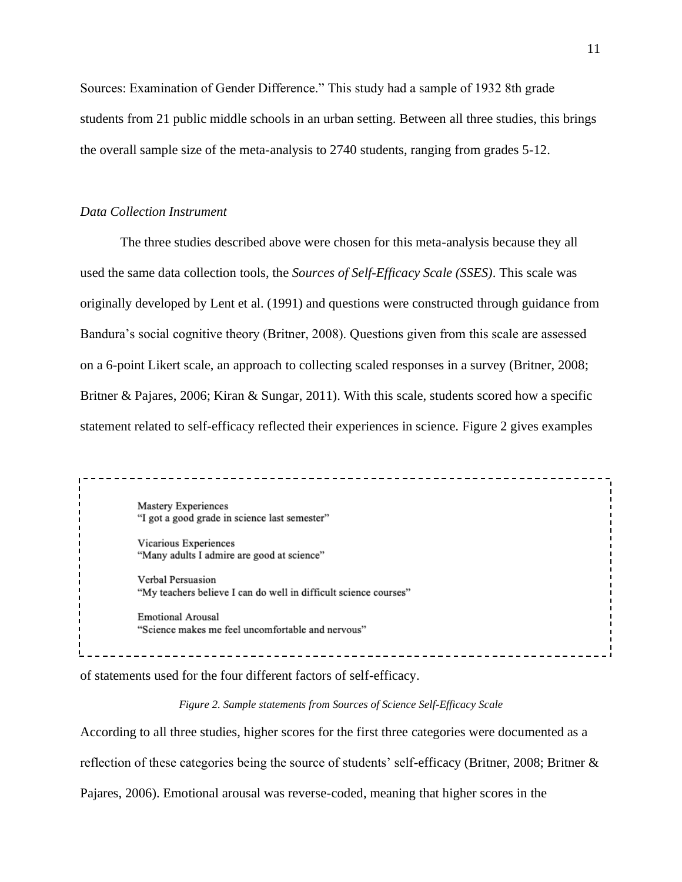Sources: Examination of Gender Difference." This study had a sample of 1932 8th grade students from 21 public middle schools in an urban setting. Between all three studies, this brings the overall sample size of the meta-analysis to 2740 students, ranging from grades 5-12.

### *Data Collection Instrument*

The three studies described above were chosen for this meta-analysis because they all used the same data collection tools, the *Sources of Self-Efficacy Scale (SSES)*. This scale was originally developed by Lent et al. (1991) and questions were constructed through guidance from Bandura's social cognitive theory (Britner, 2008). Questions given from this scale are assessed on a 6-point Likert scale, an approach to collecting scaled responses in a survey (Britner, 2008; Britner & Pajares, 2006; Kiran & Sungar, 2011). With this scale, students scored how a specific statement related to self-efficacy reflected their experiences in science. Figure 2 gives examples of statements used for the four different factors of self-efficacy.

Mastery Experiences
"I got a good grade in science last semester"

Vicarious Experiences
"Many adults I admire are good at science"

Verbal Persuasion
"My teachers believe I can do well in difficult science courses"

Emotional Arousal
"Science makes me feel uncomfortable and nervous"

*Figure 2. Sample statements from Sources of Science Self-Efficacy Scale*

According to all three studies, higher scores for the first three categories were documented as a reflection of these categories being the source of students' self-efficacy (Britner, 2008; Britner & Pajares, 2006). Emotional arousal was reverse-coded, meaning that higher scores in the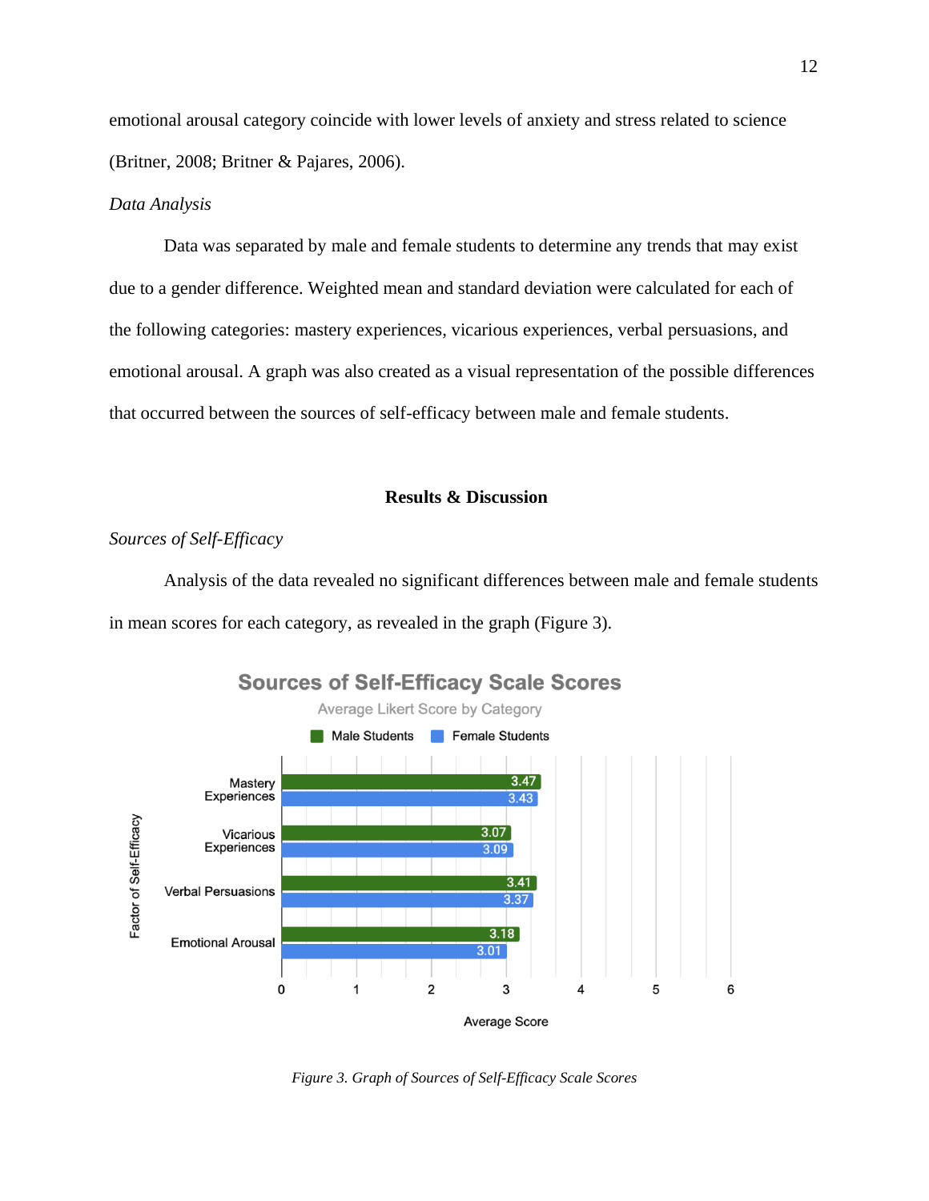emotional arousal category coincide with lower levels of anxiety and stress related to science (Britner, 2008; Britner & Pajares, 2006).

*Data Analysis*

Data was separated by male and female students to determine any trends that may exist due to a gender difference. Weighted mean and standard deviation were calculated for each of the following categories: mastery experiences, vicarious experiences, verbal persuasions, and emotional arousal. A graph was also created as a visual representation of the possible differences that occurred between the sources of self-efficacy between male and female students.

## Results & Discussion

*Sources of Self-Efficacy*

Analysis of the data revealed no significant differences between male and female students in mean scores for each category, as revealed in the graph (Figure 3).

Sources of Self-Efficacy Scale Scores

Average Likert Score by Category

Male Students
Female Students

Factor of Self-Efficacy

Mastery Experiences
3.47
3.43

Vicarious Experiences
3.07
3.09

Verbal Persuasions
3.41
3.37

Emotional Arousal
3.18
3.01

0 1 2 3 4 5 6

Average Score

*Figure 3. Graph of Sources of Self-Efficacy Scale Scores*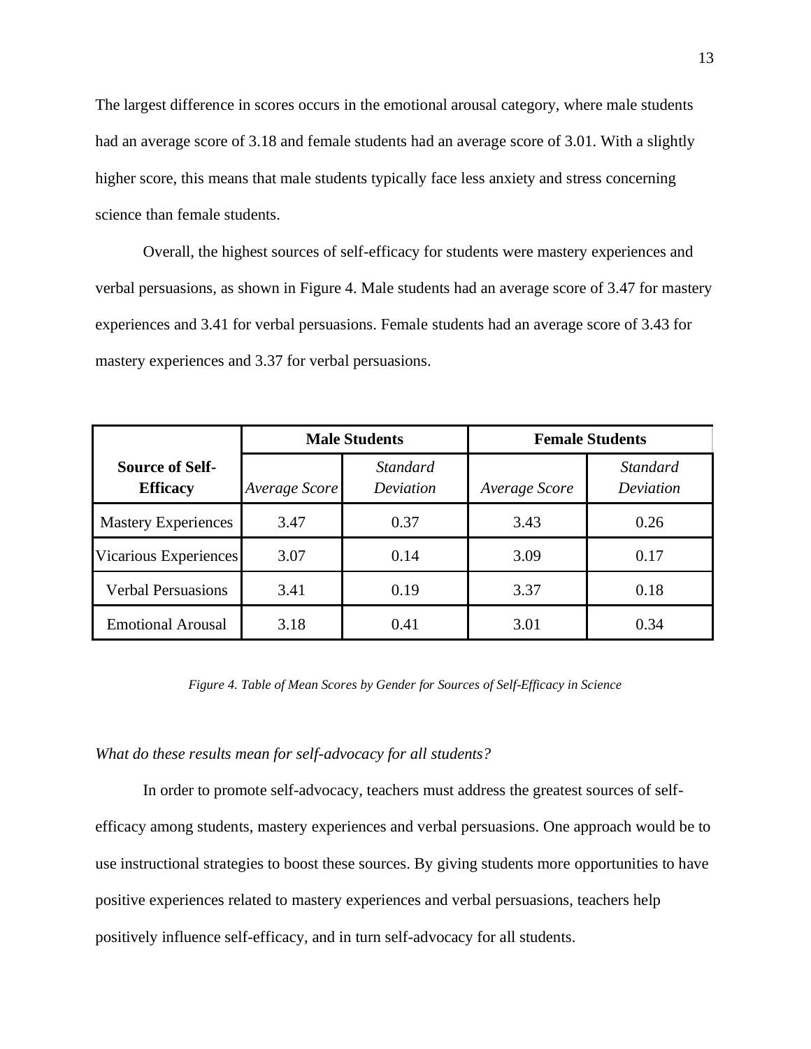The largest difference in scores occurs in the emotional arousal category, where male students had an average score of 3.18 and female students had an average score of 3.01. With a slightly higher score, this means that male students typically face less anxiety and stress concerning science than female students.

Overall, the highest sources of self-efficacy for students were mastery experiences and verbal persuasions, as shown in Figure 4. Male students had an average score of 3.47 for mastery experiences and 3.41 for verbal persuasions. Female students had an average score of 3.43 for mastery experiences and 3.37 for verbal persuasions.

| **Source of Self-Efficacy** | **Male Students** | | **Female Students** | |
|---|---|---|---|---|
| | *Average Score* | *Standard Deviation* | *Average Score* | *Standard Deviation* |
| Mastery Experiences | 3.47 | 0.37 | 3.43 | 0.26 |
| Vicarious Experiences | 3.07 | 0.14 | 3.09 | 0.17 |
| Verbal Persuasions | 3.41 | 0.19 | 3.37 | 0.18 |
| Emotional Arousal | 3.18 | 0.41 | 3.01 | 0.34 |

*Figure 4. Table of Mean Scores by Gender for Sources of Self-Efficacy in Science*

*What do these results mean for self-advocacy for all students?*

In order to promote self-advocacy, teachers must address the greatest sources of self-efficacy among students, mastery experiences and verbal persuasions. One approach would be to use instructional strategies to boost these sources. By giving students more opportunities to have positive experiences related to mastery experiences and verbal persuasions, teachers help positively influence self-efficacy, and in turn self-advocacy for all students.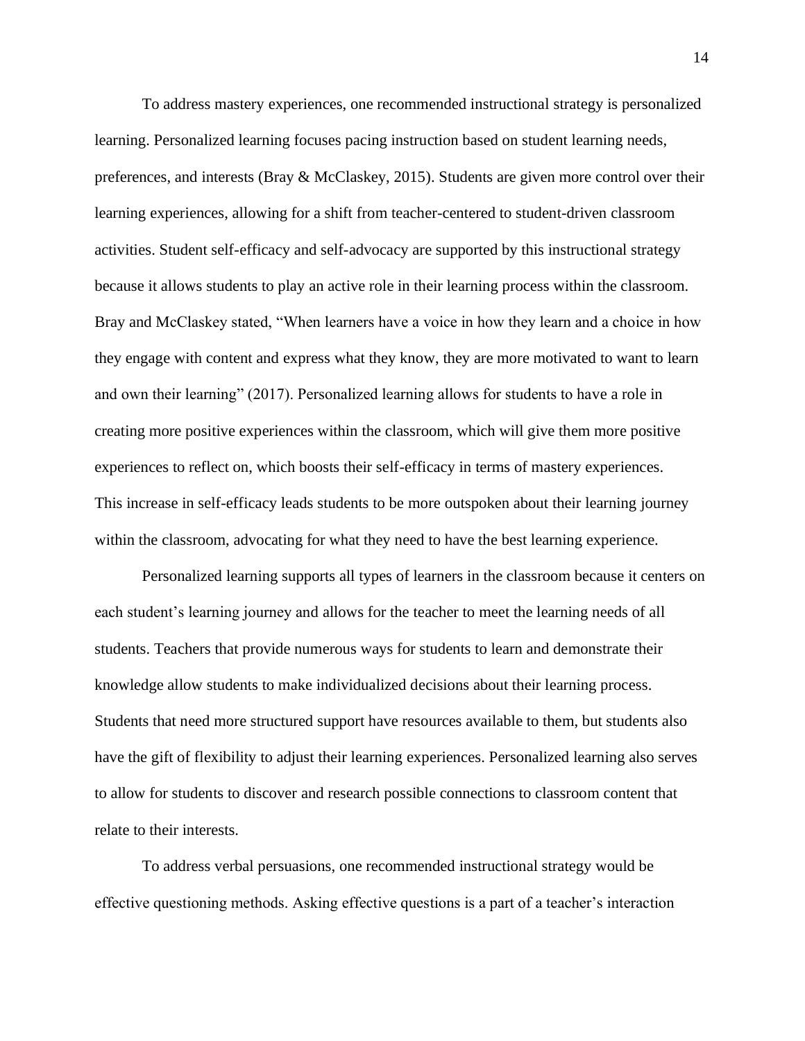To address mastery experiences, one recommended instructional strategy is personalized learning. Personalized learning focuses pacing instruction based on student learning needs, preferences, and interests (Bray & McClaskey, 2015). Students are given more control over their learning experiences, allowing for a shift from teacher-centered to student-driven classroom activities. Student self-efficacy and self-advocacy are supported by this instructional strategy because it allows students to play an active role in their learning process within the classroom. Bray and McClaskey stated, "When learners have a voice in how they learn and a choice in how they engage with content and express what they know, they are more motivated to want to learn and own their learning" (2017). Personalized learning allows for students to have a role in creating more positive experiences within the classroom, which will give them more positive experiences to reflect on, which boosts their self-efficacy in terms of mastery experiences. This increase in self-efficacy leads students to be more outspoken about their learning journey within the classroom, advocating for what they need to have the best learning experience.

Personalized learning supports all types of learners in the classroom because it centers on each student's learning journey and allows for the teacher to meet the learning needs of all students. Teachers that provide numerous ways for students to learn and demonstrate their knowledge allow students to make individualized decisions about their learning process. Students that need more structured support have resources available to them, but students also have the gift of flexibility to adjust their learning experiences. Personalized learning also serves to allow for students to discover and research possible connections to classroom content that relate to their interests.

To address verbal persuasions, one recommended instructional strategy would be effective questioning methods. Asking effective questions is a part of a teacher's interaction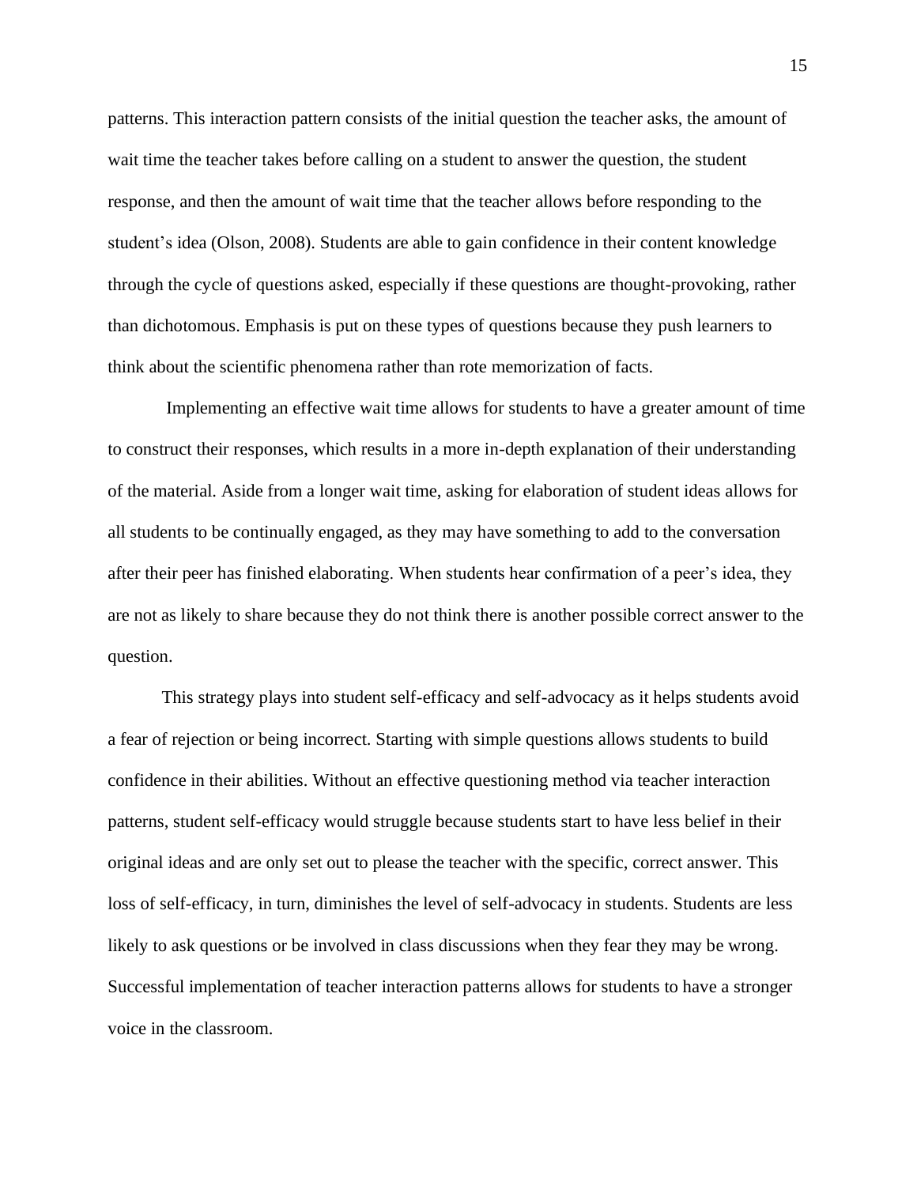patterns. This interaction pattern consists of the initial question the teacher asks, the amount of wait time the teacher takes before calling on a student to answer the question, the student response, and then the amount of wait time that the teacher allows before responding to the student's idea (Olson, 2008). Students are able to gain confidence in their content knowledge through the cycle of questions asked, especially if these questions are thought-provoking, rather than dichotomous. Emphasis is put on these types of questions because they push learners to think about the scientific phenomena rather than rote memorization of facts.

Implementing an effective wait time allows for students to have a greater amount of time to construct their responses, which results in a more in-depth explanation of their understanding of the material. Aside from a longer wait time, asking for elaboration of student ideas allows for all students to be continually engaged, as they may have something to add to the conversation after their peer has finished elaborating. When students hear confirmation of a peer's idea, they are not as likely to share because they do not think there is another possible correct answer to the question.

This strategy plays into student self-efficacy and self-advocacy as it helps students avoid a fear of rejection or being incorrect. Starting with simple questions allows students to build confidence in their abilities. Without an effective questioning method via teacher interaction patterns, student self-efficacy would struggle because students start to have less belief in their original ideas and are only set out to please the teacher with the specific, correct answer. This loss of self-efficacy, in turn, diminishes the level of self-advocacy in students. Students are less likely to ask questions or be involved in class discussions when they fear they may be wrong. Successful implementation of teacher interaction patterns allows for students to have a stronger voice in the classroom.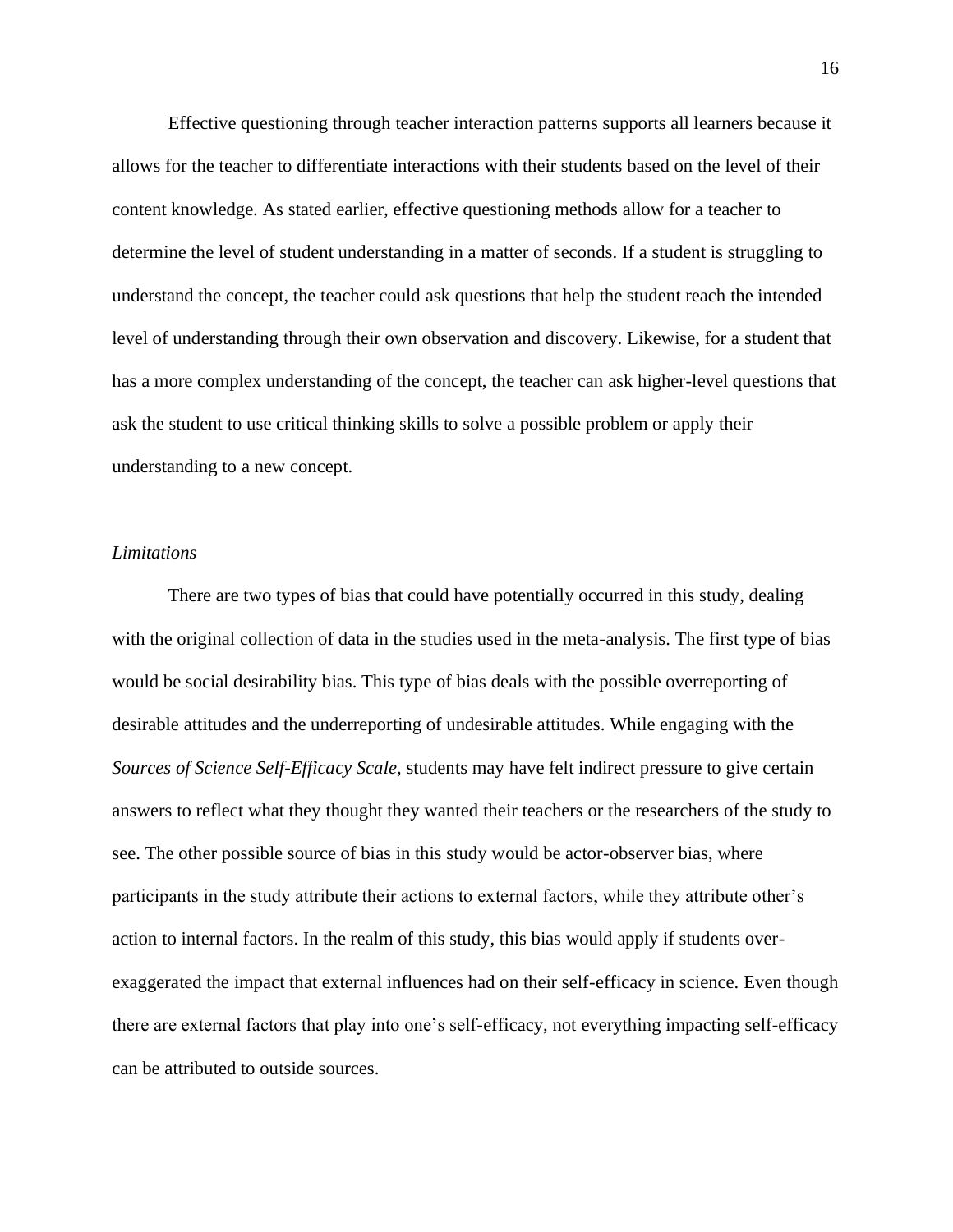Effective questioning through teacher interaction patterns supports all learners because it allows for the teacher to differentiate interactions with their students based on the level of their content knowledge. As stated earlier, effective questioning methods allow for a teacher to determine the level of student understanding in a matter of seconds. If a student is struggling to understand the concept, the teacher could ask questions that help the student reach the intended level of understanding through their own observation and discovery. Likewise, for a student that has a more complex understanding of the concept, the teacher can ask higher-level questions that ask the student to use critical thinking skills to solve a possible problem or apply their understanding to a new concept.

*Limitations*

There are two types of bias that could have potentially occurred in this study, dealing with the original collection of data in the studies used in the meta-analysis. The first type of bias would be social desirability bias. This type of bias deals with the possible overreporting of desirable attitudes and the underreporting of undesirable attitudes. While engaging with the *Sources of Science Self-Efficacy Scale*, students may have felt indirect pressure to give certain answers to reflect what they thought they wanted their teachers or the researchers of the study to see. The other possible source of bias in this study would be actor-observer bias, where participants in the study attribute their actions to external factors, while they attribute other's action to internal factors. In the realm of this study, this bias would apply if students over-exaggerated the impact that external influences had on their self-efficacy in science. Even though there are external factors that play into one's self-efficacy, not everything impacting self-efficacy can be attributed to outside sources.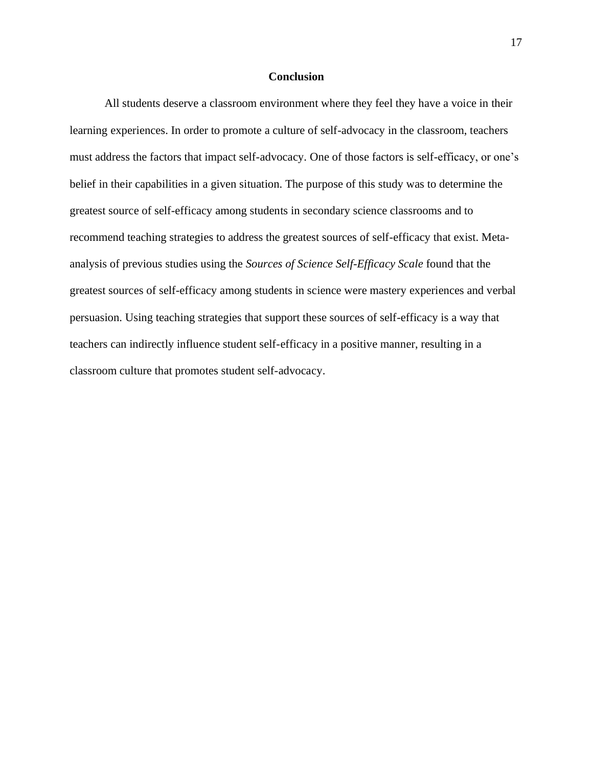# Conclusion

All students deserve a classroom environment where they feel they have a voice in their learning experiences. In order to promote a culture of self-advocacy in the classroom, teachers must address the factors that impact self-advocacy. One of those factors is self-efficacy, or one's belief in their capabilities in a given situation. The purpose of this study was to determine the greatest source of self-efficacy among students in secondary science classrooms and to recommend teaching strategies to address the greatest sources of self-efficacy that exist. Meta-analysis of previous studies using the *Sources of Science Self-Efficacy Scale* found that the greatest sources of self-efficacy among students in science were mastery experiences and verbal persuasion. Using teaching strategies that support these sources of self-efficacy is a way that teachers can indirectly influence student self-efficacy in a positive manner, resulting in a classroom culture that promotes student self-advocacy.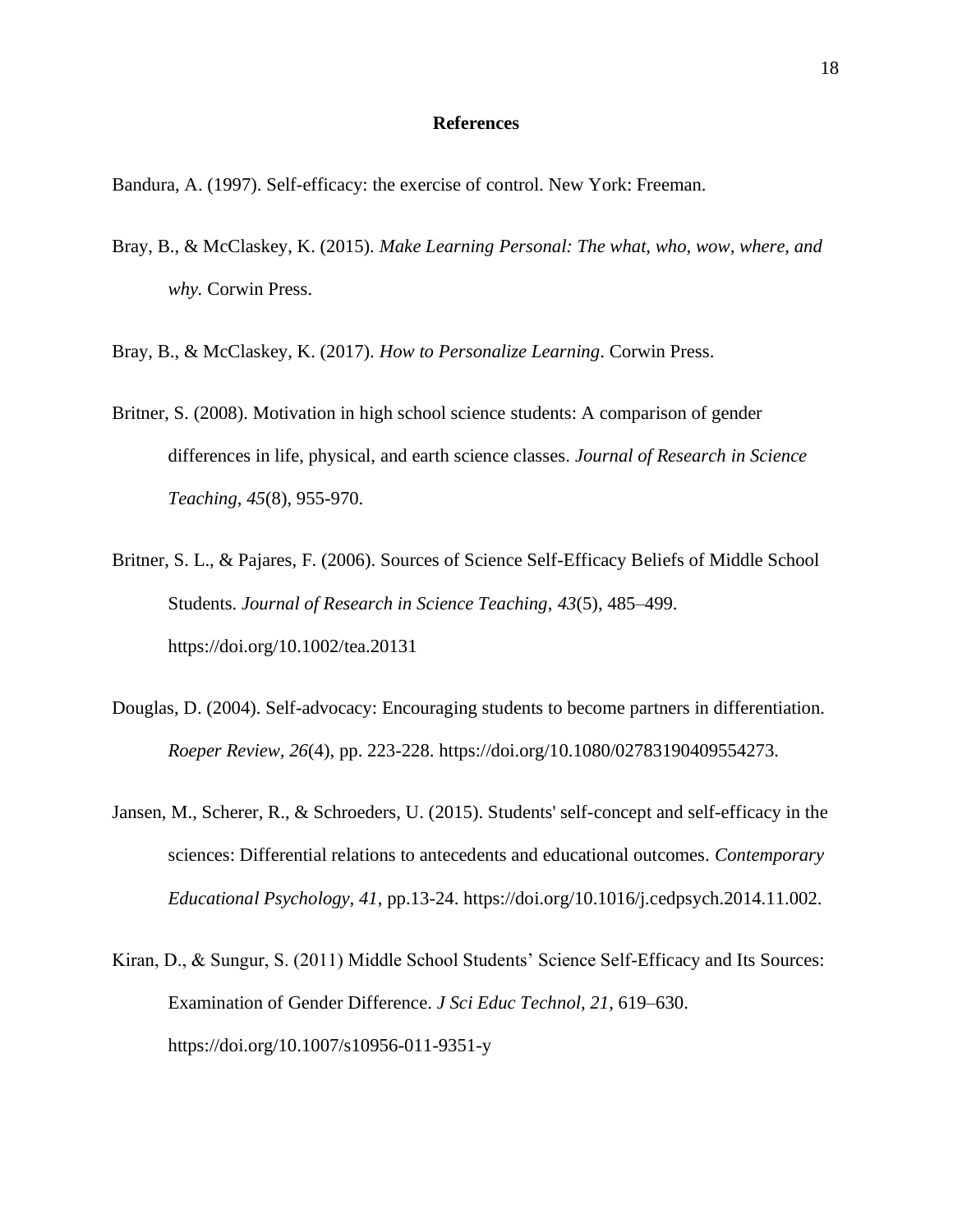## References

Bandura, A. (1997). Self-efficacy: the exercise of control. New York: Freeman.

Bray, B., & McClaskey, K. (2015). *Make Learning Personal: The what, who, wow, where, and why.* Corwin Press.

Bray, B., & McClaskey, K. (2017). *How to Personalize Learning*. Corwin Press.

Britner, S. (2008). Motivation in high school science students: A comparison of gender differences in life, physical, and earth science classes. *Journal of Research in Science Teaching*, *45*(8), 955-970.

Britner, S. L., & Pajares, F. (2006). Sources of Science Self-Efficacy Beliefs of Middle School Students. *Journal of Research in Science Teaching*, *43*(5), 485–499. https://doi.org/10.1002/tea.20131

Douglas, D. (2004). Self-advocacy: Encouraging students to become partners in differentiation. *Roeper Review, 26*(4), pp. 223-228. https://doi.org/10.1080/02783190409554273.

Jansen, M., Scherer, R., & Schroeders, U. (2015). Students' self-concept and self-efficacy in the sciences: Differential relations to antecedents and educational outcomes. *Contemporary Educational Psychology*, *41*, pp.13-24. https://doi.org/10.1016/j.cedpsych.2014.11.002.

Kiran, D., & Sungur, S. (2011) Middle School Students' Science Self-Efficacy and Its Sources: Examination of Gender Difference. *J Sci Educ Technol, 21*, 619–630. https://doi.org/10.1007/s10956-011-9351-y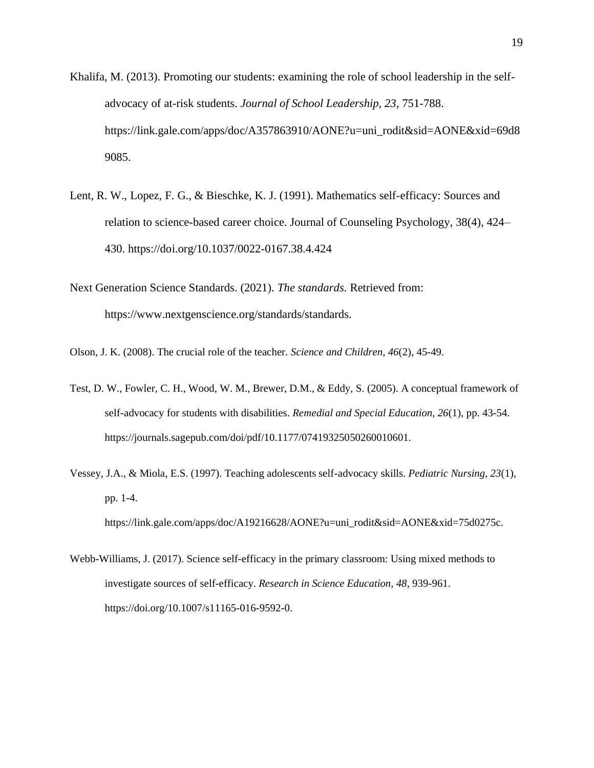Khalifa, M. (2013). Promoting our students: examining the role of school leadership in the self-advocacy of at-risk students. *Journal of School Leadership, 23*, 751-788. https://link.gale.com/apps/doc/A357863910/AONE?u=uni_rodit&sid=AONE&xid=69d89085.

Lent, R. W., Lopez, F. G., & Bieschke, K. J. (1991). Mathematics self-efficacy: Sources and relation to science-based career choice. Journal of Counseling Psychology, 38(4), 424–430. https://doi.org/10.1037/0022-0167.38.4.424

Next Generation Science Standards. (2021). *The standards.* Retrieved from: https://www.nextgenscience.org/standards/standards.

Olson, J. K. (2008). The crucial role of the teacher. *Science and Children, 46*(2), 45-49.

Test, D. W., Fowler, C. H., Wood, W. M., Brewer, D.M., & Eddy, S. (2005). A conceptual framework of self-advocacy for students with disabilities. *Remedial and Special Education, 26*(1), pp. 43-54. https://journals.sagepub.com/doi/pdf/10.1177/07419325050260010601.

Vessey, J.A., & Miola, E.S. (1997). Teaching adolescents self-advocacy skills. *Pediatric Nursing, 23*(1), pp. 1-4. https://link.gale.com/apps/doc/A19216628/AONE?u=uni_rodit&sid=AONE&xid=75d0275c.

Webb-Williams, J. (2017). Science self-efficacy in the primary classroom: Using mixed methods to investigate sources of self-efficacy. *Research in Science Education, 48*, 939-961. https://doi.org/10.1007/s11165-016-9592-0.